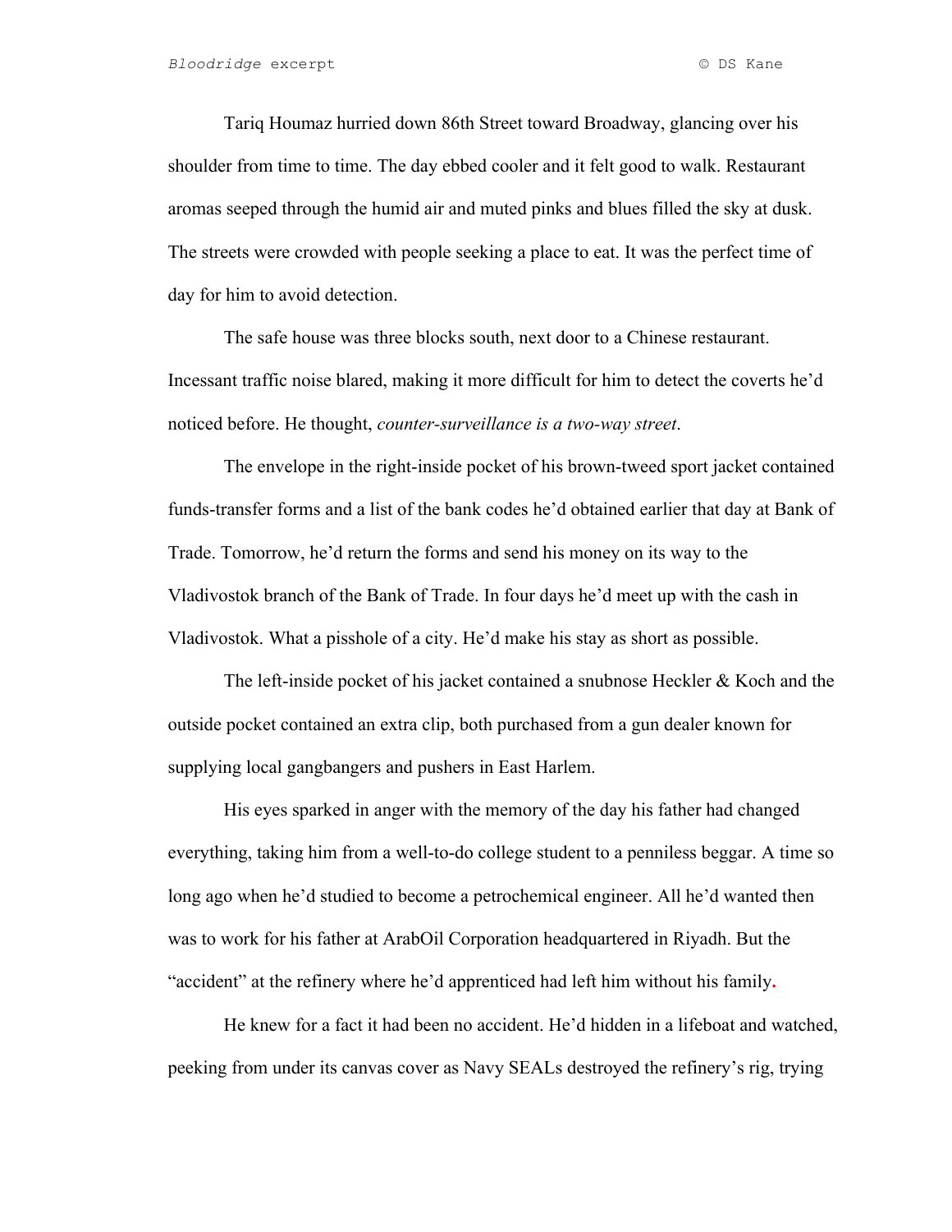Tariq Houmaz hurried down 86th Street toward Broadway, glancing over his shoulder from time to time. The day ebbed cooler and it felt good to walk. Restaurant aromas seeped through the humid air and muted pinks and blues filled the sky at dusk. The streets were crowded with people seeking a place to eat. It was the perfect time of day for him to avoid detection.

The safe house was three blocks south, next door to a Chinese restaurant. Incessant traffic noise blared, making it more difficult for him to detect the coverts he'd noticed before. He thought, *counter-surveillance is a two-way street*.

The envelope in the right-inside pocket of his brown-tweed sport jacket contained funds-transfer forms and a list of the bank codes he'd obtained earlier that day at Bank of Trade. Tomorrow, he'd return the forms and send his money on its way to the Vladivostok branch of the Bank of Trade. In four days he'd meet up with the cash in Vladivostok. What a pisshole of a city. He'd make his stay as short as possible.

The left-inside pocket of his jacket contained a snubnose Heckler & Koch and the outside pocket contained an extra clip, both purchased from a gun dealer known for supplying local gangbangers and pushers in East Harlem.

His eyes sparked in anger with the memory of the day his father had changed everything, taking him from a well-to-do college student to a penniless beggar. A time so long ago when he'd studied to become a petrochemical engineer. All he'd wanted then was to work for his father at ArabOil Corporation headquartered in Riyadh. But the "accident" at the refinery where he'd apprenticed had left him without his family.

He knew for a fact it had been no accident. He'd hidden in a lifeboat and watched, peeking from under its canvas cover as Navy SEALs destroyed the refinery's rig, trying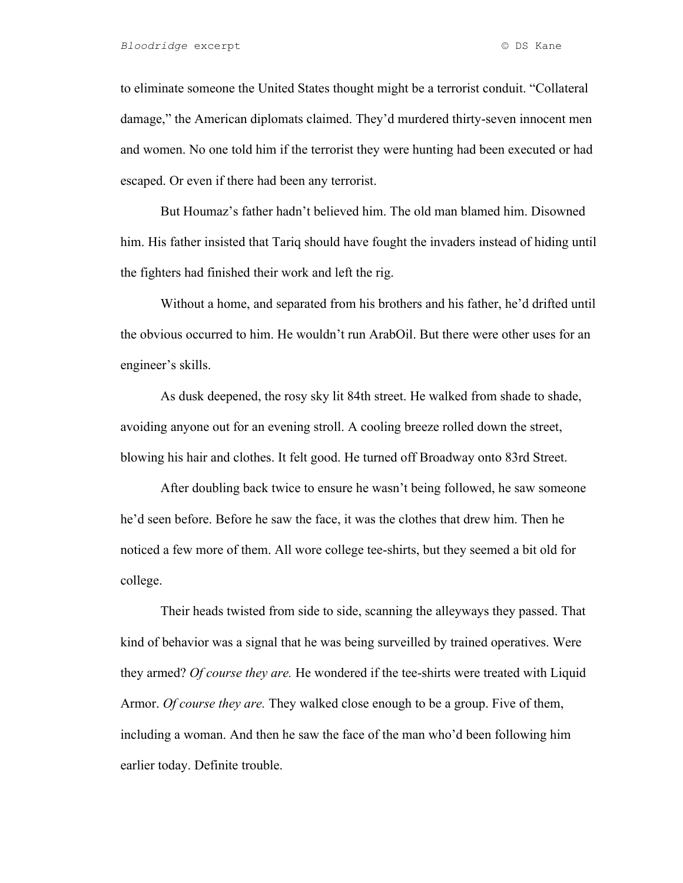to eliminate someone the United States thought might be a terrorist conduit. “Collateral damage,” the American diplomats claimed. They’d murdered thirty-seven innocent men and women. No one told him if the terrorist they were hunting had been executed or had escaped. Or even if there had been any terrorist.

But Houmaz’s father hadn’t believed him. The old man blamed him. Disowned him. His father insisted that Tariq should have fought the invaders instead of hiding until the fighters had finished their work and left the rig.

Without a home, and separated from his brothers and his father, he’d drifted until the obvious occurred to him. He wouldn’t run ArabOil. But there were other uses for an engineer’s skills.

As dusk deepened, the rosy sky lit 84th street. He walked from shade to shade, avoiding anyone out for an evening stroll. A cooling breeze rolled down the street, blowing his hair and clothes. It felt good. He turned off Broadway onto 83rd Street.

After doubling back twice to ensure he wasn’t being followed, he saw someone he’d seen before. Before he saw the face, it was the clothes that drew him. Then he noticed a few more of them. All wore college tee-shirts, but they seemed a bit old for college.

Their heads twisted from side to side, scanning the alleyways they passed. That kind of behavior was a signal that he was being surveilled by trained operatives. Were they armed? *Of course they are.* He wondered if the tee-shirts were treated with Liquid Armor. *Of course they are.* They walked close enough to be a group. Five of them, including a woman. And then he saw the face of the man who’d been following him earlier today. Definite trouble.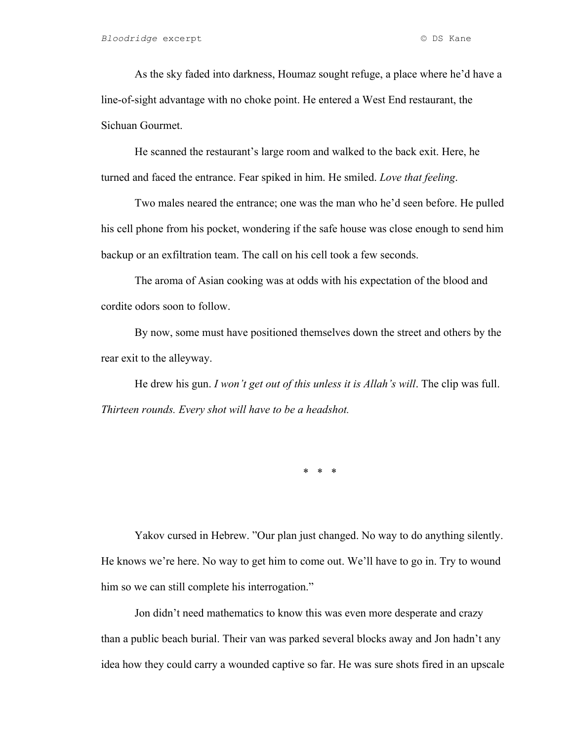As the sky faded into darkness, Houmaz sought refuge, a place where he'd have a line-of-sight advantage with no choke point. He entered a West End restaurant, the Sichuan Gourmet.

He scanned the restaurant's large room and walked to the back exit. Here, he turned and faced the entrance. Fear spiked in him. He smiled. *Love that feeling*.

Two males neared the entrance; one was the man who he'd seen before. He pulled his cell phone from his pocket, wondering if the safe house was close enough to send him backup or an exfiltration team. The call on his cell took a few seconds.

The aroma of Asian cooking was at odds with his expectation of the blood and cordite odors soon to follow.

By now, some must have positioned themselves down the street and others by the rear exit to the alleyway.

He drew his gun. *I won't get out of this unless it is Allah's will*. The clip was full. *Thirteen rounds. Every shot will have to be a headshot.*

\* \* \*

Yakov cursed in Hebrew. "Our plan just changed. No way to do anything silently. He knows we're here. No way to get him to come out. We'll have to go in. Try to wound him so we can still complete his interrogation."

Jon didn't need mathematics to know this was even more desperate and crazy than a public beach burial. Their van was parked several blocks away and Jon hadn't any idea how they could carry a wounded captive so far. He was sure shots fired in an upscale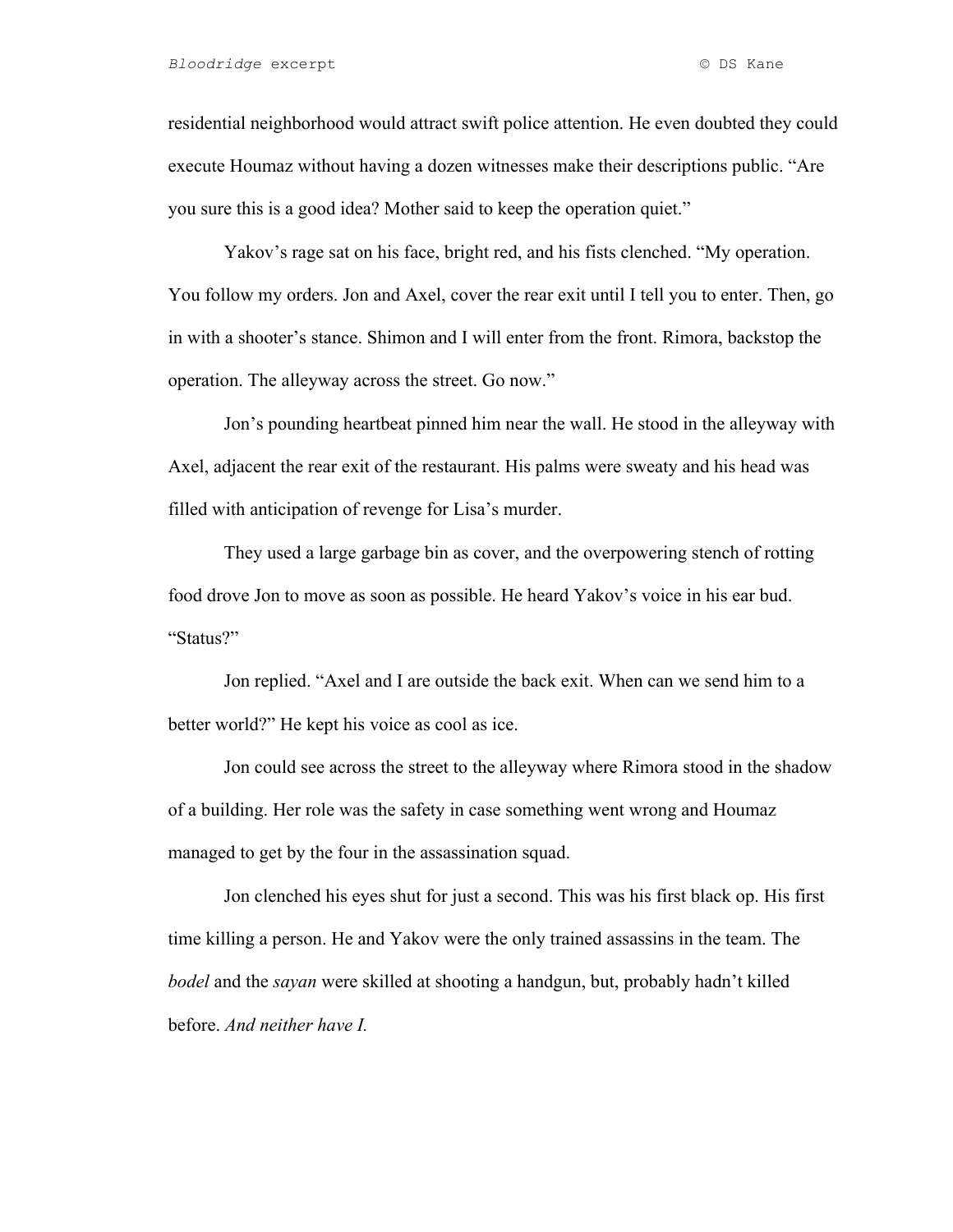residential neighborhood would attract swift police attention. He even doubted they could execute Houmaz without having a dozen witnesses make their descriptions public. “Are you sure this is a good idea? Mother said to keep the operation quiet.”

Yakov’s rage sat on his face, bright red, and his fists clenched. “My operation. You follow my orders. Jon and Axel, cover the rear exit until I tell you to enter. Then, go in with a shooter’s stance. Shimon and I will enter from the front. Rimora, backstop the operation. The alleyway across the street. Go now.”

Jon’s pounding heartbeat pinned him near the wall. He stood in the alleyway with Axel, adjacent the rear exit of the restaurant. His palms were sweaty and his head was filled with anticipation of revenge for Lisa’s murder.

They used a large garbage bin as cover, and the overpowering stench of rotting food drove Jon to move as soon as possible. He heard Yakov’s voice in his ear bud. “Status?”

Jon replied. “Axel and I are outside the back exit. When can we send him to a better world?” He kept his voice as cool as ice.

Jon could see across the street to the alleyway where Rimora stood in the shadow of a building. Her role was the safety in case something went wrong and Houmaz managed to get by the four in the assassination squad.

Jon clenched his eyes shut for just a second. This was his first black op. His first time killing a person. He and Yakov were the only trained assassins in the team. The *bodel* and the *sayan* were skilled at shooting a handgun, but, probably hadn’t killed before. *And neither have I.*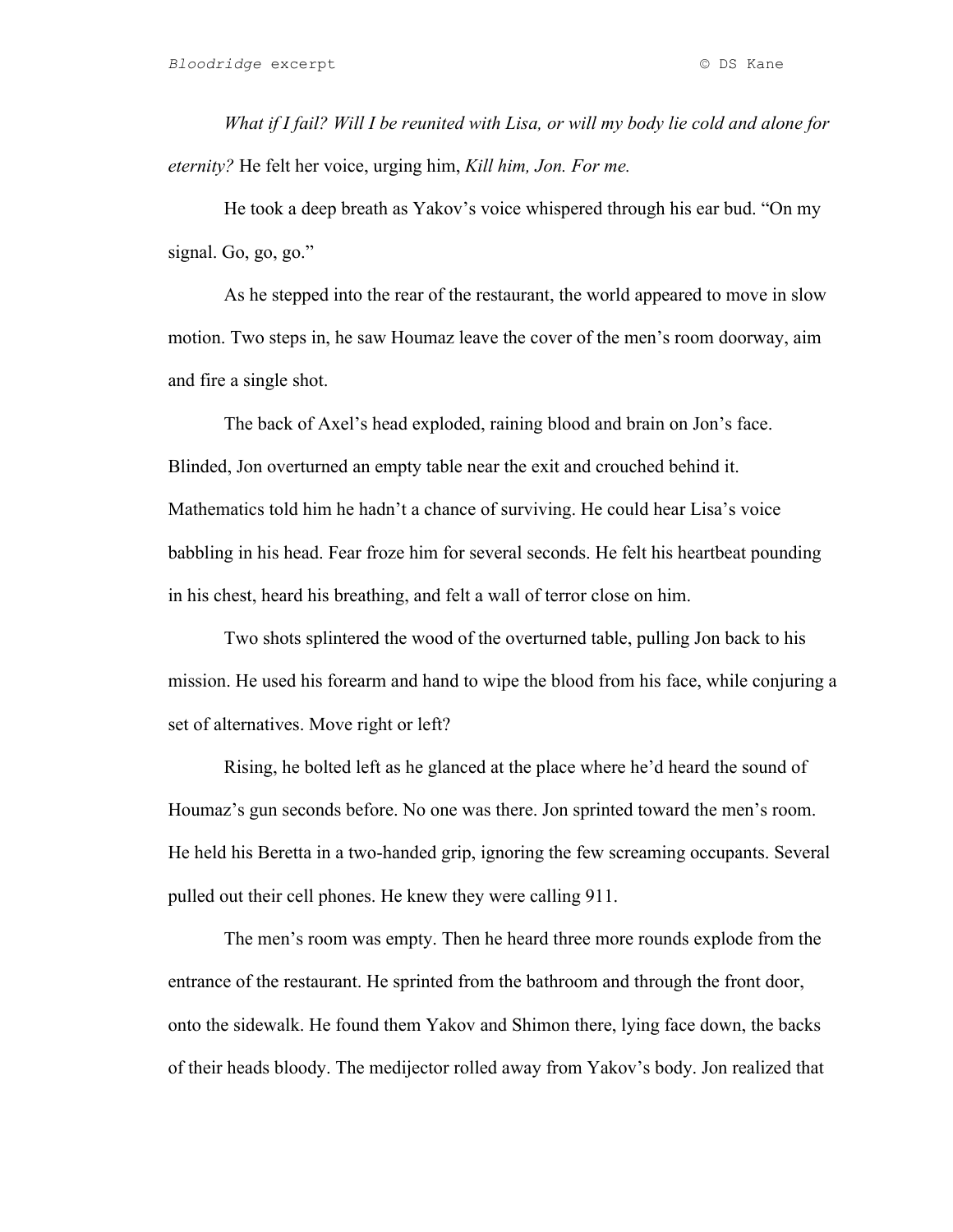*What if I fail? Will I be reunited with Lisa, or will my body lie cold and alone for eternity?* He felt her voice, urging him, *Kill him, Jon. For me.*

He took a deep breath as Yakov's voice whispered through his ear bud. "On my signal. Go, go, go."

As he stepped into the rear of the restaurant, the world appeared to move in slow motion. Two steps in, he saw Houmaz leave the cover of the men's room doorway, aim and fire a single shot.

The back of Axel's head exploded, raining blood and brain on Jon's face. Blinded, Jon overturned an empty table near the exit and crouched behind it. Mathematics told him he hadn't a chance of surviving. He could hear Lisa's voice babbling in his head. Fear froze him for several seconds. He felt his heartbeat pounding in his chest, heard his breathing, and felt a wall of terror close on him.

Two shots splintered the wood of the overturned table, pulling Jon back to his mission. He used his forearm and hand to wipe the blood from his face, while conjuring a set of alternatives. Move right or left?

Rising, he bolted left as he glanced at the place where he'd heard the sound of Houmaz's gun seconds before. No one was there. Jon sprinted toward the men's room. He held his Beretta in a two-handed grip, ignoring the few screaming occupants. Several pulled out their cell phones. He knew they were calling 911.

The men's room was empty. Then he heard three more rounds explode from the entrance of the restaurant. He sprinted from the bathroom and through the front door, onto the sidewalk. He found them Yakov and Shimon there, lying face down, the backs of their heads bloody. The medijector rolled away from Yakov's body. Jon realized that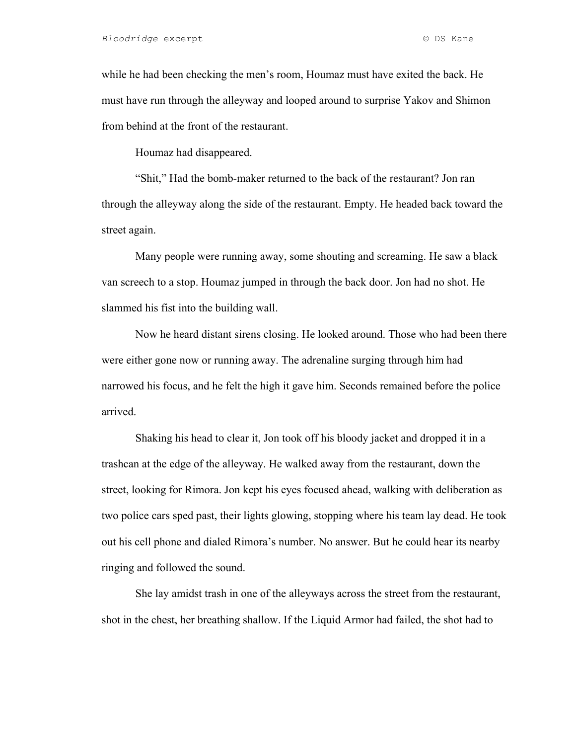while he had been checking the men's room, Houmaz must have exited the back. He must have run through the alleyway and looped around to surprise Yakov and Shimon from behind at the front of the restaurant.

Houmaz had disappeared.

"Shit," Had the bomb-maker returned to the back of the restaurant? Jon ran through the alleyway along the side of the restaurant. Empty. He headed back toward the street again.

Many people were running away, some shouting and screaming. He saw a black van screech to a stop. Houmaz jumped in through the back door. Jon had no shot. He slammed his fist into the building wall.

Now he heard distant sirens closing. He looked around. Those who had been there were either gone now or running away. The adrenaline surging through him had narrowed his focus, and he felt the high it gave him. Seconds remained before the police arrived.

Shaking his head to clear it, Jon took off his bloody jacket and dropped it in a trashcan at the edge of the alleyway. He walked away from the restaurant, down the street, looking for Rimora. Jon kept his eyes focused ahead, walking with deliberation as two police cars sped past, their lights glowing, stopping where his team lay dead. He took out his cell phone and dialed Rimora's number. No answer. But he could hear its nearby ringing and followed the sound.

She lay amidst trash in one of the alleyways across the street from the restaurant, shot in the chest, her breathing shallow. If the Liquid Armor had failed, the shot had to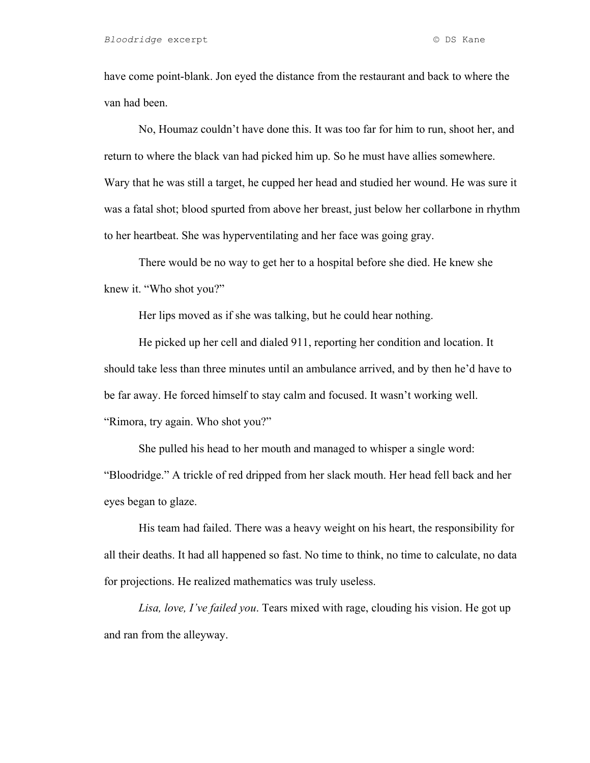have come point-blank. Jon eyed the distance from the restaurant and back to where the van had been.

No, Houmaz couldn't have done this. It was too far for him to run, shoot her, and return to where the black van had picked him up. So he must have allies somewhere. Wary that he was still a target, he cupped her head and studied her wound. He was sure it was a fatal shot; blood spurted from above her breast, just below her collarbone in rhythm to her heartbeat. She was hyperventilating and her face was going gray.

There would be no way to get her to a hospital before she died. He knew she knew it. "Who shot you?"

Her lips moved as if she was talking, but he could hear nothing.

He picked up her cell and dialed 911, reporting her condition and location. It should take less than three minutes until an ambulance arrived, and by then he'd have to be far away. He forced himself to stay calm and focused. It wasn't working well. "Rimora, try again. Who shot you?"

She pulled his head to her mouth and managed to whisper a single word: "Bloodridge." A trickle of red dripped from her slack mouth. Her head fell back and her eyes began to glaze.

His team had failed. There was a heavy weight on his heart, the responsibility for all their deaths. It had all happened so fast. No time to think, no time to calculate, no data for projections. He realized mathematics was truly useless.

*Lisa, love, I've failed you*. Tears mixed with rage, clouding his vision. He got up and ran from the alleyway.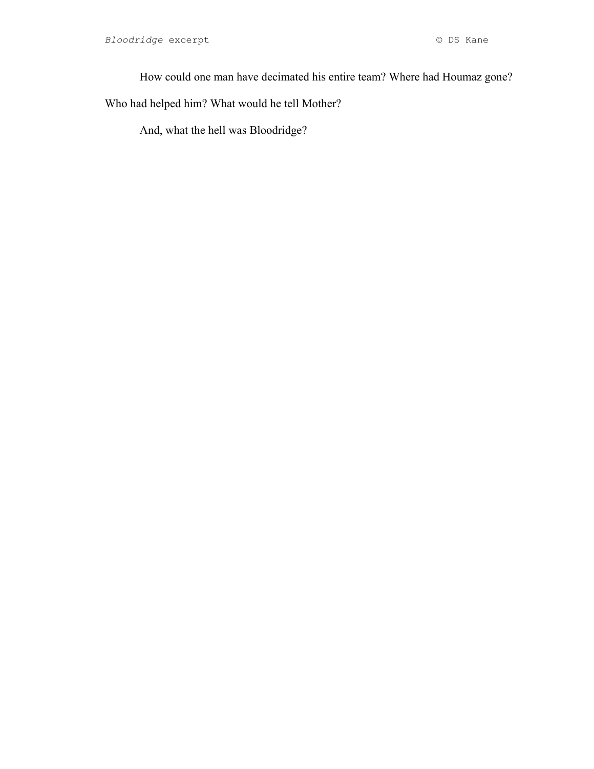How could one man have decimated his entire team? Where had Houmaz gone? Who had helped him? What would he tell Mother?

And, what the hell was Bloodridge?